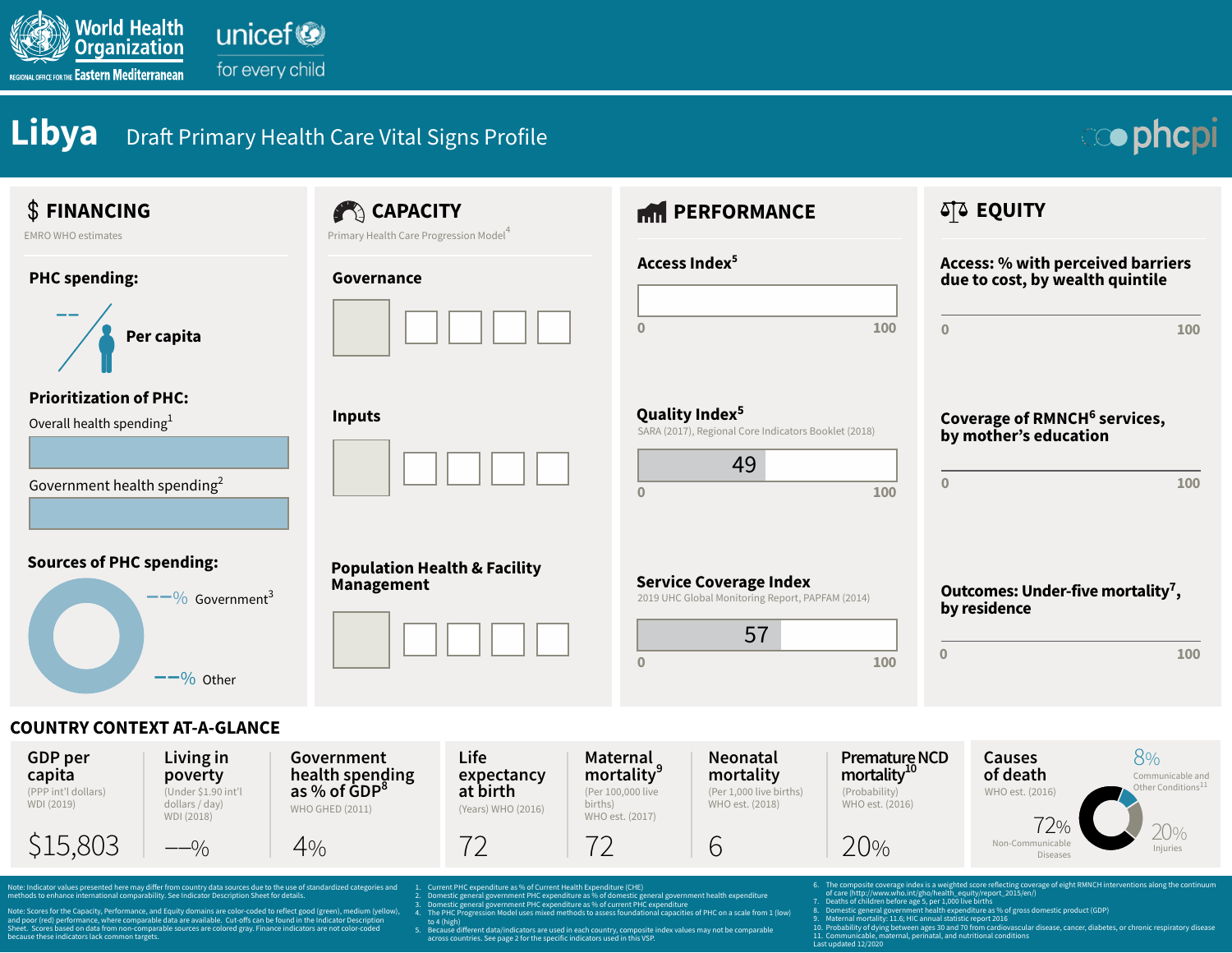World Health Organization
REGIONAL OFFICE FOR THE Eastern Mediterranean

unicef for every child

# Libya Draft Primary Health Care Vital Signs Profile

phcpi

## $ FINANCING

EMRO WHO estimates

**PHC spending:**

-- Per capita

**Prioritization of PHC:**

Overall health spending[1]

Government health spending[2]

**Sources of PHC spending:**

--% Government[3]

--% Other

## CAPACITY

Primary Health Care Progression Model[4]

**Governance**

**Inputs**

**Population Health & Facility Management**

## PERFORMANCE

**Access Index[5]**

0 100

**Quality Index[5]**

SARA (2017), Regional Core Indicators Booklet (2018)

49

0 100

**Service Coverage Index**

2019 UHC Global Monitoring Report, PAPFAM (2014)

57

0 100

## EQUITY

**Access: % with perceived barriers due to cost, by wealth quintile**

0 100

**Coverage of RMNCH[6] services, by mother's education**

0 100

**Outcomes: Under-five mortality[7], by residence**

0 100

## COUNTRY CONTEXT AT-A-GLANCE

| Indicator | Source | Value |
|---|---|---|
| GDP per capita | (PPP int'l dollars) WDI (2019) | $15,803 |
| Living in poverty | (Under $1.90 int'l dollars / day) WDI (2018) | --% |
| Government health spending as % of GDP[8] | WHO GHED (2011) | 4% |
| Life expectancy at birth | (Years) WHO (2016) | 72 |
| Maternal mortality[9] | (Per 100,000 live births) WHO est. (2017) | 72 |
| Neonatal mortality | (Per 1,000 live births) WHO est. (2018) | 6 |
| Premature NCD mortality[10] | (Probability) WHO est. (2016) | 20% |

**Causes of death** WHO est. (2016)

- 8% Communicable and Other Conditions[11]
- 72% Non-Communicable Diseases
- 20% Injuries

Note: Indicator values presented here may differ from country data sources due to the use of standardized categories and methods to enhance international comparability. See Indicator Description Sheet for details.

Note: Scores for the Capacity, Performance, and Equity domains are color-coded to reflect good (green), medium (yellow), and poor (red) performance, where comparable data are available. Cut-offs can be found in the Indicator Description Sheet. Scores based on data from non-comparable sources are colored gray. Finance indicators are not color-coded because these indicators lack common targets.

1. Current PHC expenditure as % of Current Health Expenditure (CHE)
2. Domestic general government PHC expenditure as % of domestic general government health expenditure
3. Domestic general government PHC expenditure as % of current PHC expenditure
4. The PHC Progression Model uses mixed methods to assess foundational capacities of PHC on a scale from 1 (low) to 4 (high)
5. Because different data/indicators are used in each country, composite index values may not be comparable across countries. See page 2 for the specific indicators used in this VSP.
6. The composite coverage index is a weighted score reflecting coverage of eight RMNCH interventions along the continuum of care (http://www.who.int/gho/health_equity/report_2015/en/)
7. Deaths of children before age 5, per 1,000 live births
8. Domestic general government health expenditure as % of gross domestic product (GDP)
9. Maternal mortality: 11.6; HIC annual statistic report 2016
10. Probability of dying between ages 30 and 70 from cardiovascular disease, cancer, diabetes, or chronic respiratory disease
11. Communicable, maternal, perinatal, and nutritional conditions

Last updated 12/2020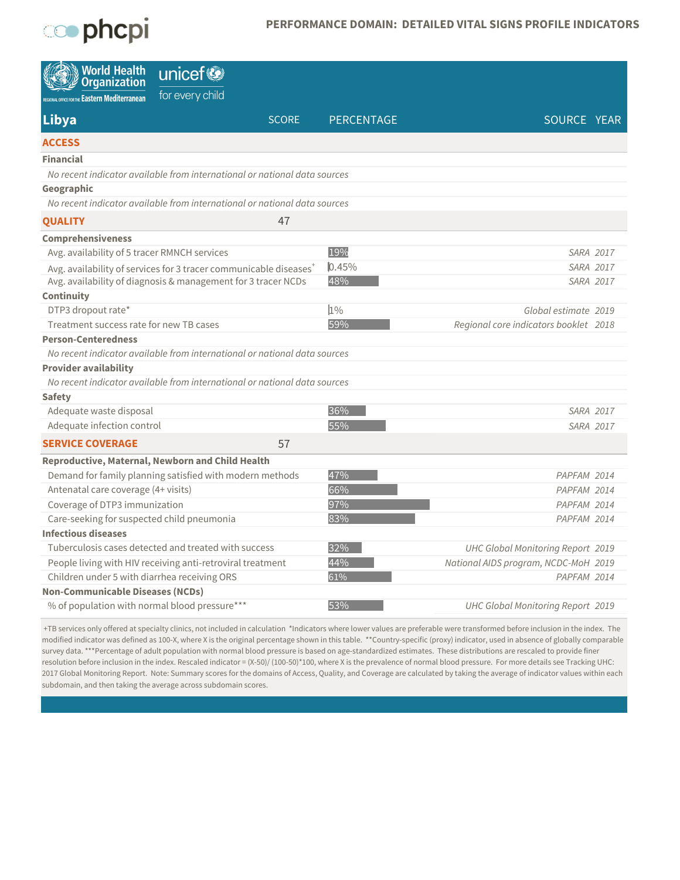PERFORMANCE DOMAIN: DETAILED VITAL SIGNS PROFILE INDICATORS

| Libya | SCORE | PERCENTAGE | SOURCE | YEAR |
|---|---|---|---|---|
| **ACCESS** | | | | |
| **Financial** | | | | |
| *No recent indicator available from international or national data sources* | | | | |
| **Geographic** | | | | |
| *No recent indicator available from international or national data sources* | | | | |
| **QUALITY** | 47 | | | |
| **Comprehensiveness** | | | | |
| Avg. availability of 5 tracer RMNCH services | | 19% | *SARA* | *2017* |
| Avg. availability of services for 3 tracer communicable diseases+ | | 0.45% | *SARA* | *2017* |
| Avg. availability of diagnosis & management for 3 tracer NCDs | | 48% | *SARA* | *2017* |
| **Continuity** | | | | |
| DTP3 dropout rate* | | 1% | *Global estimate* | *2019* |
| Treatment success rate for new TB cases | | 59% | *Regional core indicators booklet* | *2018* |
| **Person-Centeredness** | | | | |
| *No recent indicator available from international or national data sources* | | | | |
| **Provider availability** | | | | |
| *No recent indicator available from international or national data sources* | | | | |
| **Safety** | | | | |
| Adequate waste disposal | | 36% | *SARA* | *2017* |
| Adequate infection control | | 55% | *SARA* | *2017* |
| **SERVICE COVERAGE** | 57 | | | |
| **Reproductive, Maternal, Newborn and Child Health** | | | | |
| Demand for family planning satisfied with modern methods | | 47% | *PAPFAM* | *2014* |
| Antenatal care coverage (4+ visits) | | 66% | *PAPFAM* | *2014* |
| Coverage of DTP3 immunization | | 97% | *PAPFAM* | *2014* |
| Care-seeking for suspected child pneumonia | | 83% | *PAPFAM* | *2014* |
| **Infectious diseases** | | | | |
| Tuberculosis cases detected and treated with success | | 32% | *UHC Global Monitoring Report* | *2019* |
| People living with HIV receiving anti-retroviral treatment | | 44% | *National AIDS program, NCDC-MoH* | *2019* |
| Children under 5 with diarrhea receiving ORS | | 61% | *PAPFAM* | *2014* |
| **Non-Communicable Diseases (NCDs)** | | | | |
| % of population with normal blood pressure*** | | 53% | *UHC Global Monitoring Report* | *2019* |

+TB services only offered at specialty clinics, not included in calculation *Indicators where lower values are preferable were transformed before inclusion in the index. The modified indicator was defined as 100-X, where X is the original percentage shown in this table. **Country-specific (proxy) indicator, used in absence of globally comparable survey data. ***Percentage of adult population with normal blood pressure is based on age-standardized estimates. These distributions are rescaled to provide finer resolution before inclusion in the index. Rescaled indicator = (X-50)/ (100-50)*100, where X is the prevalence of normal blood pressure. For more details see Tracking UHC: 2017 Global Monitoring Report. Note: Summary scores for the domains of Access, Quality, and Coverage are calculated by taking the average of indicator values within each subdomain, and then taking the average across subdomain scores.